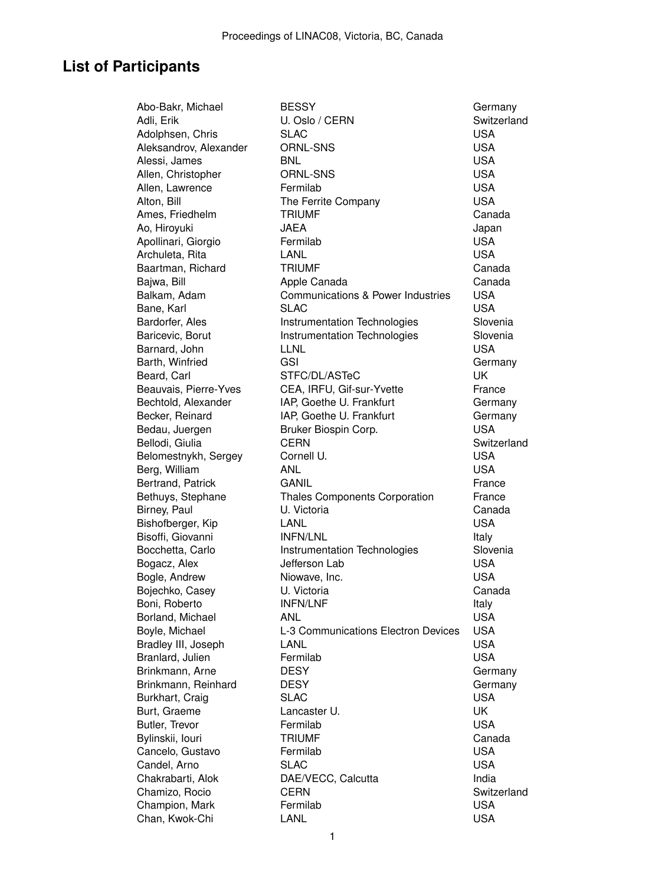# List of Participants

| | | |
|---|---|---|
| Abo-Bakr, Michael | BESSY | Germany |
| Adli, Erik | U. Oslo / CERN | Switzerland |
| Adolphsen, Chris | SLAC | USA |
| Aleksandrov, Alexander | ORNL-SNS | USA |
| Alessi, James | BNL | USA |
| Allen, Christopher | ORNL-SNS | USA |
| Allen, Lawrence | Fermilab | USA |
| Alton, Bill | The Ferrite Company | USA |
| Ames, Friedhelm | TRIUMF | Canada |
| Ao, Hiroyuki | JAEA | Japan |
| Apollinari, Giorgio | Fermilab | USA |
| Archuleta, Rita | LANL | USA |
| Baartman, Richard | TRIUMF | Canada |
| Bajwa, Bill | Apple Canada | Canada |
| Balkam, Adam | Communications & Power Industries | USA |
| Bane, Karl | SLAC | USA |
| Bardorfer, Ales | Instrumentation Technologies | Slovenia |
| Baricevic, Borut | Instrumentation Technologies | Slovenia |
| Barnard, John | LLNL | USA |
| Barth, Winfried | GSI | Germany |
| Beard, Carl | STFC/DL/ASTeC | UK |
| Beauvais, Pierre-Yves | CEA, IRFU, Gif-sur-Yvette | France |
| Bechtold, Alexander | IAP, Goethe U. Frankfurt | Germany |
| Becker, Reinard | IAP, Goethe U. Frankfurt | Germany |
| Bedau, Juergen | Bruker Biospin Corp. | USA |
| Bellodi, Giulia | CERN | Switzerland |
| Belomestnykh, Sergey | Cornell U. | USA |
| Berg, William | ANL | USA |
| Bertrand, Patrick | GANIL | France |
| Bethuys, Stephane | Thales Components Corporation | France |
| Birney, Paul | U. Victoria | Canada |
| Bishofberger, Kip | LANL | USA |
| Bisoffi, Giovanni | INFN/LNL | Italy |
| Bocchetta, Carlo | Instrumentation Technologies | Slovenia |
| Bogacz, Alex | Jefferson Lab | USA |
| Bogle, Andrew | Niowave, Inc. | USA |
| Bojechko, Casey | U. Victoria | Canada |
| Boni, Roberto | INFN/LNF | Italy |
| Borland, Michael | ANL | USA |
| Boyle, Michael | L-3 Communications Electron Devices | USA |
| Bradley III, Joseph | LANL | USA |
| Branlard, Julien | Fermilab | USA |
| Brinkmann, Arne | DESY | Germany |
| Brinkmann, Reinhard | DESY | Germany |
| Burkhart, Craig | SLAC | USA |
| Burt, Graeme | Lancaster U. | UK |
| Butler, Trevor | Fermilab | USA |
| Bylinskii, Iouri | TRIUMF | Canada |
| Cancelo, Gustavo | Fermilab | USA |
| Candel, Arno | SLAC | USA |
| Chakrabarti, Alok | DAE/VECC, Calcutta | India |
| Chamizo, Rocio | CERN | Switzerland |
| Champion, Mark | Fermilab | USA |
| Chan, Kwok-Chi | LANL | USA |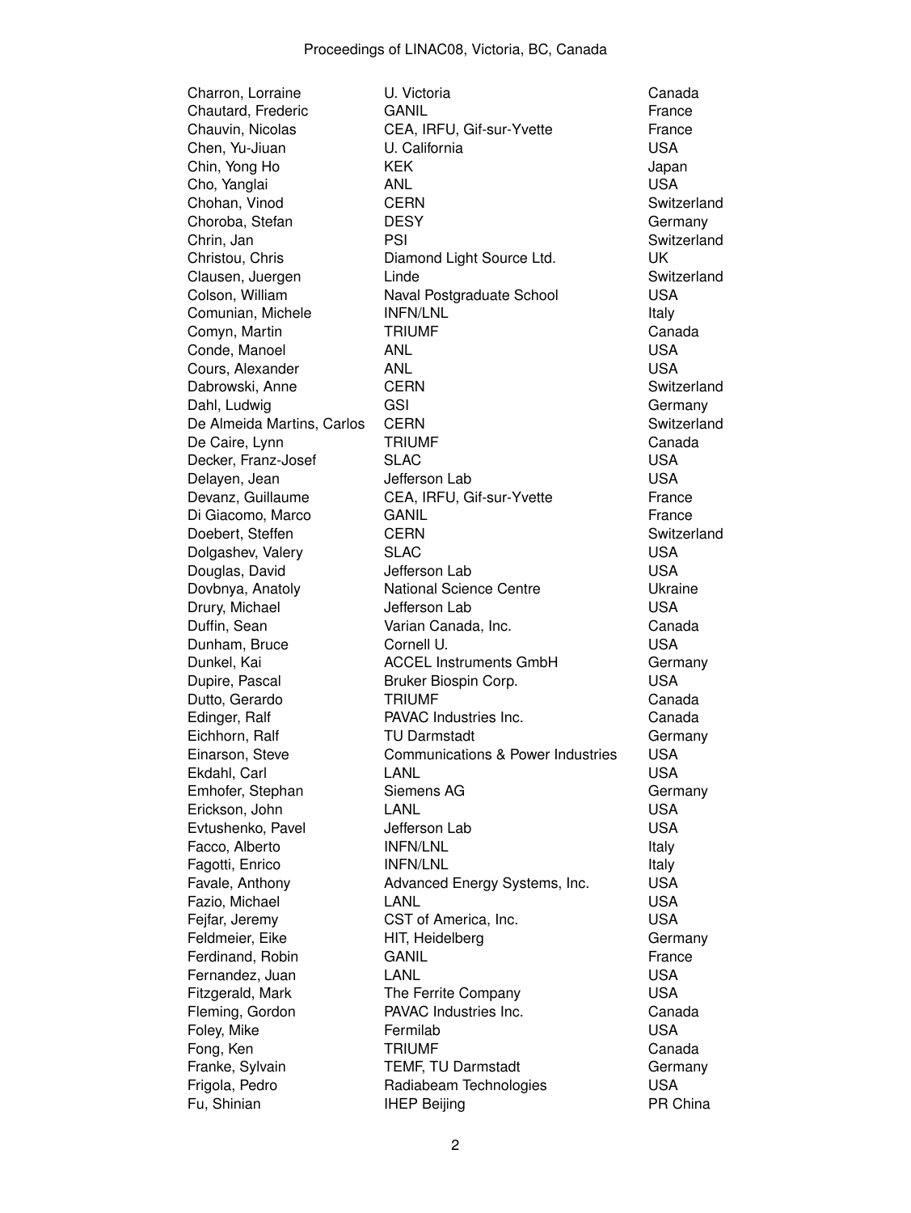| | | |
|---|---|---|
| Charron, Lorraine | U. Victoria | Canada |
| Chautard, Frederic | GANIL | France |
| Chauvin, Nicolas | CEA, IRFU, Gif-sur-Yvette | France |
| Chen, Yu-Jiuan | U. California | USA |
| Chin, Yong Ho | KEK | Japan |
| Cho, Yanglai | ANL | USA |
| Chohan, Vinod | CERN | Switzerland |
| Choroba, Stefan | DESY | Germany |
| Chrin, Jan | PSI | Switzerland |
| Christou, Chris | Diamond Light Source Ltd. | UK |
| Clausen, Juergen | Linde | Switzerland |
| Colson, William | Naval Postgraduate School | USA |
| Comunian, Michele | INFN/LNL | Italy |
| Comyn, Martin | TRIUMF | Canada |
| Conde, Manoel | ANL | USA |
| Cours, Alexander | ANL | USA |
| Dabrowski, Anne | CERN | Switzerland |
| Dahl, Ludwig | GSI | Germany |
| De Almeida Martins, Carlos | CERN | Switzerland |
| De Caire, Lynn | TRIUMF | Canada |
| Decker, Franz-Josef | SLAC | USA |
| Delayen, Jean | Jefferson Lab | USA |
| Devanz, Guillaume | CEA, IRFU, Gif-sur-Yvette | France |
| Di Giacomo, Marco | GANIL | France |
| Doebert, Steffen | CERN | Switzerland |
| Dolgashev, Valery | SLAC | USA |
| Douglas, David | Jefferson Lab | USA |
| Dovbnya, Anatoly | National Science Centre | Ukraine |
| Drury, Michael | Jefferson Lab | USA |
| Duffin, Sean | Varian Canada, Inc. | Canada |
| Dunham, Bruce | Cornell U. | USA |
| Dunkel, Kai | ACCEL Instruments GmbH | Germany |
| Dupire, Pascal | Bruker Biospin Corp. | USA |
| Dutto, Gerardo | TRIUMF | Canada |
| Edinger, Ralf | PAVAC Industries Inc. | Canada |
| Eichhorn, Ralf | TU Darmstadt | Germany |
| Einarson, Steve | Communications & Power Industries | USA |
| Ekdahl, Carl | LANL | USA |
| Emhofer, Stephan | Siemens AG | Germany |
| Erickson, John | LANL | USA |
| Evtushenko, Pavel | Jefferson Lab | USA |
| Facco, Alberto | INFN/LNL | Italy |
| Fagotti, Enrico | INFN/LNL | Italy |
| Favale, Anthony | Advanced Energy Systems, Inc. | USA |
| Fazio, Michael | LANL | USA |
| Fejfar, Jeremy | CST of America, Inc. | USA |
| Feldmeier, Eike | HIT, Heidelberg | Germany |
| Ferdinand, Robin | GANIL | France |
| Fernandez, Juan | LANL | USA |
| Fitzgerald, Mark | The Ferrite Company | USA |
| Fleming, Gordon | PAVAC Industries Inc. | Canada |
| Foley, Mike | Fermilab | USA |
| Fong, Ken | TRIUMF | Canada |
| Franke, Sylvain | TEMF, TU Darmstadt | Germany |
| Frigola, Pedro | Radiabeam Technologies | USA |
| Fu, Shinian | IHEP Beijing | PR China |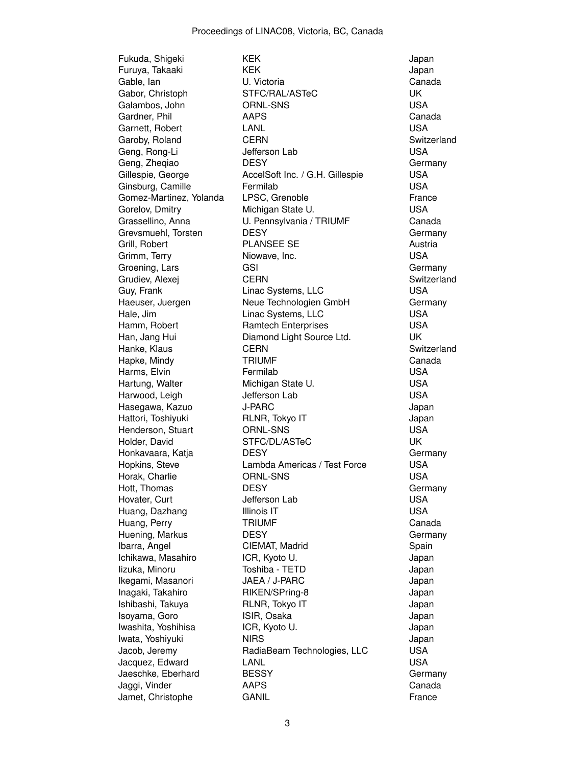| | | |
|---|---|---|
| Fukuda, Shigeki | KEK | Japan |
| Furuya, Takaaki | KEK | Japan |
| Gable, Ian | U. Victoria | Canada |
| Gabor, Christoph | STFC/RAL/ASTeC | UK |
| Galambos, John | ORNL-SNS | USA |
| Gardner, Phil | AAPS | Canada |
| Garnett, Robert | LANL | USA |
| Garoby, Roland | CERN | Switzerland |
| Geng, Rong-Li | Jefferson Lab | USA |
| Geng, Zheqiao | DESY | Germany |
| Gillespie, George | AccelSoft Inc. / G.H. Gillespie | USA |
| Ginsburg, Camille | Fermilab | USA |
| Gomez-Martinez, Yolanda | LPSC, Grenoble | France |
| Gorelov, Dmitry | Michigan State U. | USA |
| Grassellino, Anna | U. Pennsylvania / TRIUMF | Canada |
| Grevsmuehl, Torsten | DESY | Germany |
| Grill, Robert | PLANSEE SE | Austria |
| Grimm, Terry | Niowave, Inc. | USA |
| Groening, Lars | GSI | Germany |
| Grudiev, Alexej | CERN | Switzerland |
| Guy, Frank | Linac Systems, LLC | USA |
| Haeuser, Juergen | Neue Technologien GmbH | Germany |
| Hale, Jim | Linac Systems, LLC | USA |
| Hamm, Robert | Ramtech Enterprises | USA |
| Han, Jang Hui | Diamond Light Source Ltd. | UK |
| Hanke, Klaus | CERN | Switzerland |
| Hapke, Mindy | TRIUMF | Canada |
| Harms, Elvin | Fermilab | USA |
| Hartung, Walter | Michigan State U. | USA |
| Harwood, Leigh | Jefferson Lab | USA |
| Hasegawa, Kazuo | J-PARC | Japan |
| Hattori, Toshiyuki | RLNR, Tokyo IT | Japan |
| Henderson, Stuart | ORNL-SNS | USA |
| Holder, David | STFC/DL/ASTeC | UK |
| Honkavaara, Katja | DESY | Germany |
| Hopkins, Steve | Lambda Americas / Test Force | USA |
| Horak, Charlie | ORNL-SNS | USA |
| Hott, Thomas | DESY | Germany |
| Hovater, Curt | Jefferson Lab | USA |
| Huang, Dazhang | Illinois IT | USA |
| Huang, Perry | TRIUMF | Canada |
| Huening, Markus | DESY | Germany |
| Ibarra, Angel | CIEMAT, Madrid | Spain |
| Ichikawa, Masahiro | ICR, Kyoto U. | Japan |
| Iizuka, Minoru | Toshiba - TETD | Japan |
| Ikegami, Masanori | JAEA / J-PARC | Japan |
| Inagaki, Takahiro | RIKEN/SPring-8 | Japan |
| Ishibashi, Takuya | RLNR, Tokyo IT | Japan |
| Isoyama, Goro | ISIR, Osaka | Japan |
| Iwashita, Yoshihisa | ICR, Kyoto U. | Japan |
| Iwata, Yoshiyuki | NIRS | Japan |
| Jacob, Jeremy | RadiaBeam Technologies, LLC | USA |
| Jacquez, Edward | LANL | USA |
| Jaeschke, Eberhard | BESSY | Germany |
| Jaggi, Vinder | AAPS | Canada |
| Jamet, Christophe | GANIL | France |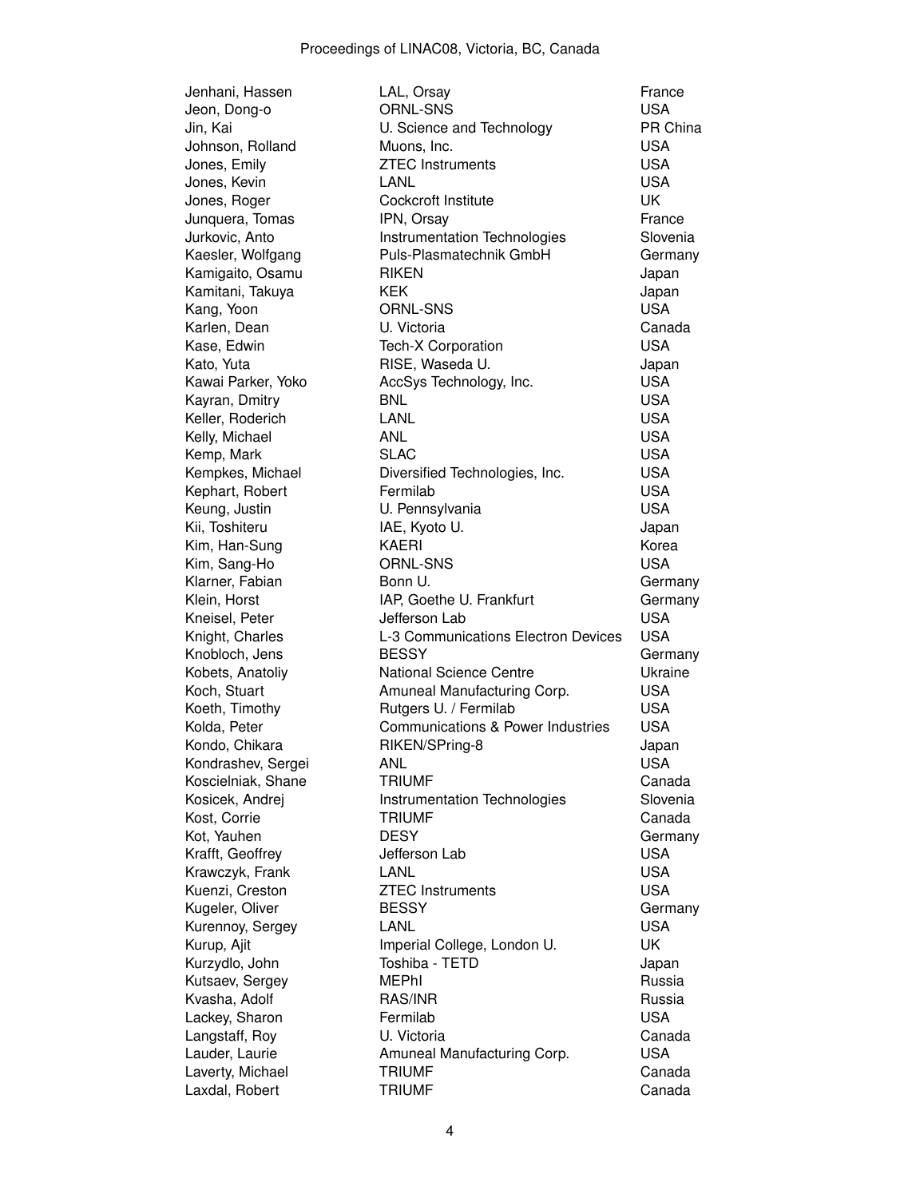| | | |
|---|---|---|
| Jenhani, Hassen | LAL, Orsay | France |
| Jeon, Dong-o | ORNL-SNS | USA |
| Jin, Kai | U. Science and Technology | PR China |
| Johnson, Rolland | Muons, Inc. | USA |
| Jones, Emily | ZTEC Instruments | USA |
| Jones, Kevin | LANL | USA |
| Jones, Roger | Cockcroft Institute | UK |
| Junquera, Tomas | IPN, Orsay | France |
| Jurkovic, Anto | Instrumentation Technologies | Slovenia |
| Kaesler, Wolfgang | Puls-Plasmatechnik GmbH | Germany |
| Kamigaito, Osamu | RIKEN | Japan |
| Kamitani, Takuya | KEK | Japan |
| Kang, Yoon | ORNL-SNS | USA |
| Karlen, Dean | U. Victoria | Canada |
| Kase, Edwin | Tech-X Corporation | USA |
| Kato, Yuta | RISE, Waseda U. | Japan |
| Kawai Parker, Yoko | AccSys Technology, Inc. | USA |
| Kayran, Dmitry | BNL | USA |
| Keller, Roderich | LANL | USA |
| Kelly, Michael | ANL | USA |
| Kemp, Mark | SLAC | USA |
| Kempkes, Michael | Diversified Technologies, Inc. | USA |
| Kephart, Robert | Fermilab | USA |
| Keung, Justin | U. Pennsylvania | USA |
| Kii, Toshiteru | IAE, Kyoto U. | Japan |
| Kim, Han-Sung | KAERI | Korea |
| Kim, Sang-Ho | ORNL-SNS | USA |
| Klarner, Fabian | Bonn U. | Germany |
| Klein, Horst | IAP, Goethe U. Frankfurt | Germany |
| Kneisel, Peter | Jefferson Lab | USA |
| Knight, Charles | L-3 Communications Electron Devices | USA |
| Knobloch, Jens | BESSY | Germany |
| Kobets, Anatoliy | National Science Centre | Ukraine |
| Koch, Stuart | Amuneal Manufacturing Corp. | USA |
| Koeth, Timothy | Rutgers U. / Fermilab | USA |
| Kolda, Peter | Communications & Power Industries | USA |
| Kondo, Chikara | RIKEN/SPring-8 | Japan |
| Kondrashev, Sergei | ANL | USA |
| Koscielniak, Shane | TRIUMF | Canada |
| Kosicek, Andrej | Instrumentation Technologies | Slovenia |
| Kost, Corrie | TRIUMF | Canada |
| Kot, Yauhen | DESY | Germany |
| Krafft, Geoffrey | Jefferson Lab | USA |
| Krawczyk, Frank | LANL | USA |
| Kuenzi, Creston | ZTEC Instruments | USA |
| Kugeler, Oliver | BESSY | Germany |
| Kurennoy, Sergey | LANL | USA |
| Kurup, Ajit | Imperial College, London U. | UK |
| Kurzydlo, John | Toshiba - TETD | Japan |
| Kutsaev, Sergey | MEPhI | Russia |
| Kvasha, Adolf | RAS/INR | Russia |
| Lackey, Sharon | Fermilab | USA |
| Langstaff, Roy | U. Victoria | Canada |
| Lauder, Laurie | Amuneal Manufacturing Corp. | USA |
| Laverty, Michael | TRIUMF | Canada |
| Laxdal, Robert | TRIUMF | Canada |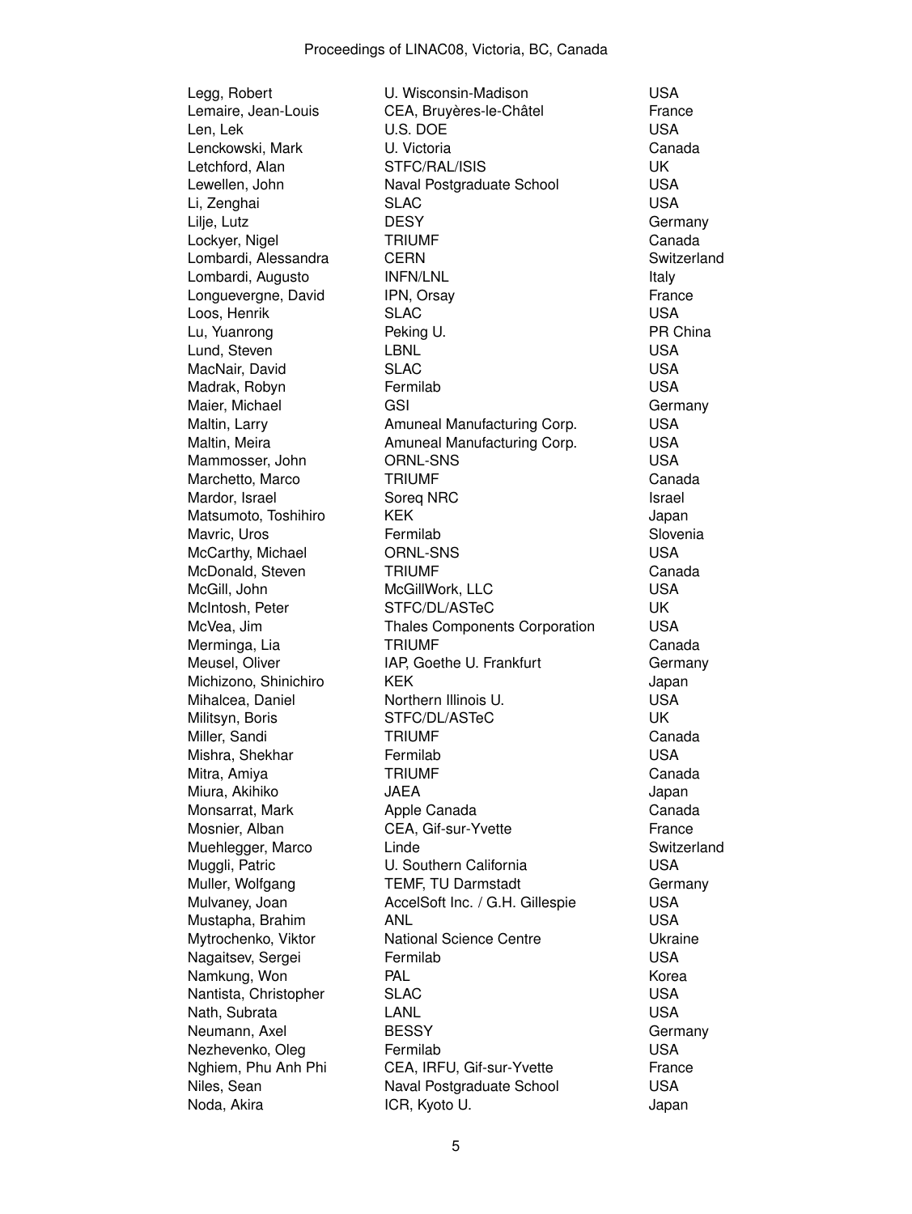| | | |
|---|---|---|
| Legg, Robert | U. Wisconsin-Madison | USA |
| Lemaire, Jean-Louis | CEA, Bruyères-le-Châtel | France |
| Len, Lek | U.S. DOE | USA |
| Lenckowski, Mark | U. Victoria | Canada |
| Letchford, Alan | STFC/RAL/ISIS | UK |
| Lewellen, John | Naval Postgraduate School | USA |
| Li, Zenghai | SLAC | USA |
| Lilje, Lutz | DESY | Germany |
| Lockyer, Nigel | TRIUMF | Canada |
| Lombardi, Alessandra | CERN | Switzerland |
| Lombardi, Augusto | INFN/LNL | Italy |
| Longuevergne, David | IPN, Orsay | France |
| Loos, Henrik | SLAC | USA |
| Lu, Yuanrong | Peking U. | PR China |
| Lund, Steven | LBNL | USA |
| MacNair, David | SLAC | USA |
| Madrak, Robyn | Fermilab | USA |
| Maier, Michael | GSI | Germany |
| Maltin, Larry | Amuneal Manufacturing Corp. | USA |
| Maltin, Meira | Amuneal Manufacturing Corp. | USA |
| Mammosser, John | ORNL-SNS | USA |
| Marchetto, Marco | TRIUMF | Canada |
| Mardor, Israel | Soreq NRC | Israel |
| Matsumoto, Toshihiro | KEK | Japan |
| Mavric, Uros | Fermilab | Slovenia |
| McCarthy, Michael | ORNL-SNS | USA |
| McDonald, Steven | TRIUMF | Canada |
| McGill, John | McGillWork, LLC | USA |
| McIntosh, Peter | STFC/DL/ASTeC | UK |
| McVea, Jim | Thales Components Corporation | USA |
| Merminga, Lia | TRIUMF | Canada |
| Meusel, Oliver | IAP, Goethe U. Frankfurt | Germany |
| Michizono, Shinichiro | KEK | Japan |
| Mihalcea, Daniel | Northern Illinois U. | USA |
| Militsyn, Boris | STFC/DL/ASTeC | UK |
| Miller, Sandi | TRIUMF | Canada |
| Mishra, Shekhar | Fermilab | USA |
| Mitra, Amiya | TRIUMF | Canada |
| Miura, Akihiko | JAEA | Japan |
| Monsarrat, Mark | Apple Canada | Canada |
| Mosnier, Alban | CEA, Gif-sur-Yvette | France |
| Muehlegger, Marco | Linde | Switzerland |
| Muggli, Patric | U. Southern California | USA |
| Muller, Wolfgang | TEMF, TU Darmstadt | Germany |
| Mulvaney, Joan | AccelSoft Inc. / G.H. Gillespie | USA |
| Mustapha, Brahim | ANL | USA |
| Mytrochenko, Viktor | National Science Centre | Ukraine |
| Nagaitsev, Sergei | Fermilab | USA |
| Namkung, Won | PAL | Korea |
| Nantista, Christopher | SLAC | USA |
| Nath, Subrata | LANL | USA |
| Neumann, Axel | BESSY | Germany |
| Nezhevenko, Oleg | Fermilab | USA |
| Nghiem, Phu Anh Phi | CEA, IRFU, Gif-sur-Yvette | France |
| Niles, Sean | Naval Postgraduate School | USA |
| Noda, Akira | ICR, Kyoto U. | Japan |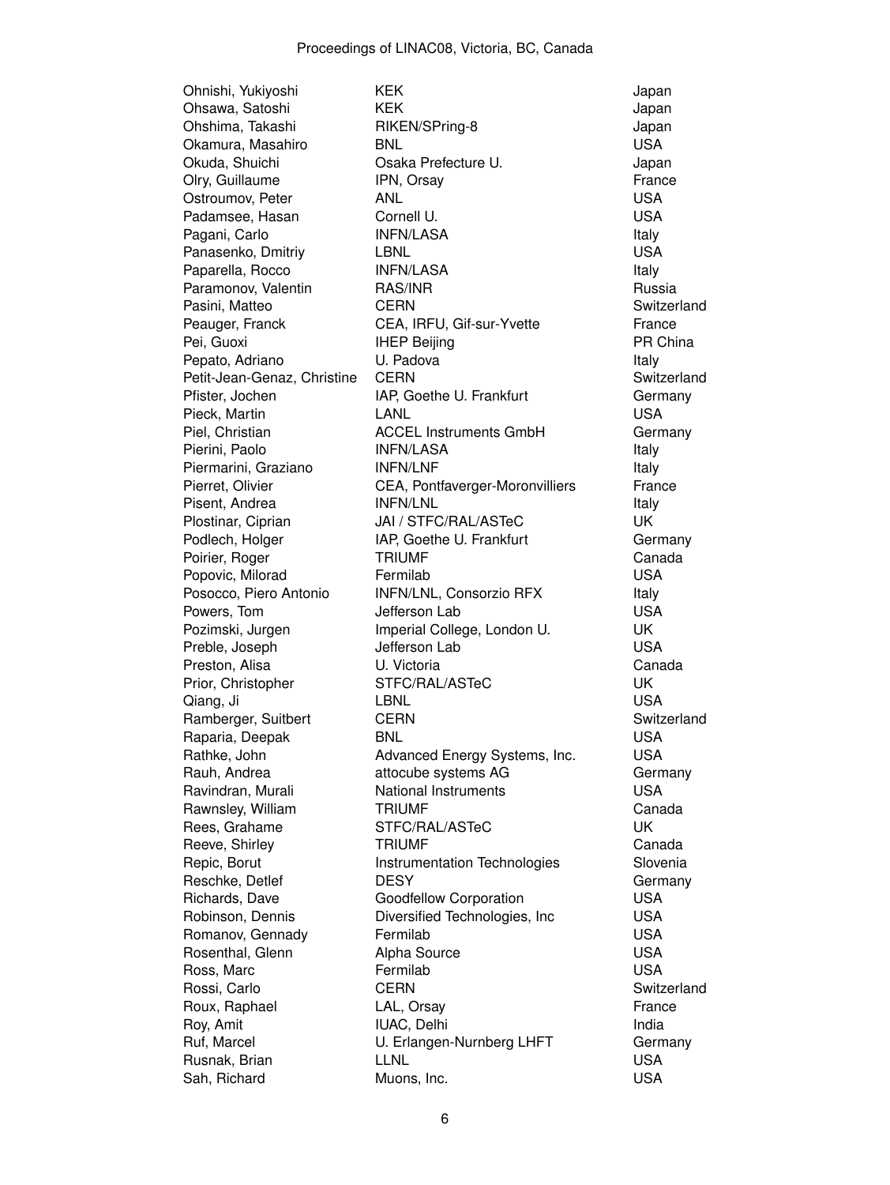| | | |
|---|---|---|
| Ohnishi, Yukiyoshi | KEK | Japan |
| Ohsawa, Satoshi | KEK | Japan |
| Ohshima, Takashi | RIKEN/SPring-8 | Japan |
| Okamura, Masahiro | BNL | USA |
| Okuda, Shuichi | Osaka Prefecture U. | Japan |
| Olry, Guillaume | IPN, Orsay | France |
| Ostroumov, Peter | ANL | USA |
| Padamsee, Hasan | Cornell U. | USA |
| Pagani, Carlo | INFN/LASA | Italy |
| Panasenko, Dmitriy | LBNL | USA |
| Paparella, Rocco | INFN/LASA | Italy |
| Paramonov, Valentin | RAS/INR | Russia |
| Pasini, Matteo | CERN | Switzerland |
| Peauger, Franck | CEA, IRFU, Gif-sur-Yvette | France |
| Pei, Guoxi | IHEP Beijing | PR China |
| Pepato, Adriano | U. Padova | Italy |
| Petit-Jean-Genaz, Christine | CERN | Switzerland |
| Pfister, Jochen | IAP, Goethe U. Frankfurt | Germany |
| Pieck, Martin | LANL | USA |
| Piel, Christian | ACCEL Instruments GmbH | Germany |
| Pierini, Paolo | INFN/LASA | Italy |
| Piermarini, Graziano | INFN/LNF | Italy |
| Pierret, Olivier | CEA, Pontfaverger-Moronvilliers | France |
| Pisent, Andrea | INFN/LNL | Italy |
| Plostinar, Ciprian | JAI / STFC/RAL/ASTeC | UK |
| Podlech, Holger | IAP, Goethe U. Frankfurt | Germany |
| Poirier, Roger | TRIUMF | Canada |
| Popovic, Milorad | Fermilab | USA |
| Posocco, Piero Antonio | INFN/LNL, Consorzio RFX | Italy |
| Powers, Tom | Jefferson Lab | USA |
| Pozimski, Jurgen | Imperial College, London U. | UK |
| Preble, Joseph | Jefferson Lab | USA |
| Preston, Alisa | U. Victoria | Canada |
| Prior, Christopher | STFC/RAL/ASTeC | UK |
| Qiang, Ji | LBNL | USA |
| Ramberger, Suitbert | CERN | Switzerland |
| Raparia, Deepak | BNL | USA |
| Rathke, John | Advanced Energy Systems, Inc. | USA |
| Rauh, Andrea | attocube systems AG | Germany |
| Ravindran, Murali | National Instruments | USA |
| Rawnsley, William | TRIUMF | Canada |
| Rees, Grahame | STFC/RAL/ASTeC | UK |
| Reeve, Shirley | TRIUMF | Canada |
| Repic, Borut | Instrumentation Technologies | Slovenia |
| Reschke, Detlef | DESY | Germany |
| Richards, Dave | Goodfellow Corporation | USA |
| Robinson, Dennis | Diversified Technologies, Inc | USA |
| Romanov, Gennady | Fermilab | USA |
| Rosenthal, Glenn | Alpha Source | USA |
| Ross, Marc | Fermilab | USA |
| Rossi, Carlo | CERN | Switzerland |
| Roux, Raphael | LAL, Orsay | France |
| Roy, Amit | IUAC, Delhi | India |
| Ruf, Marcel | U. Erlangen-Nurnberg LHFT | Germany |
| Rusnak, Brian | LLNL | USA |
| Sah, Richard | Muons, Inc. | USA |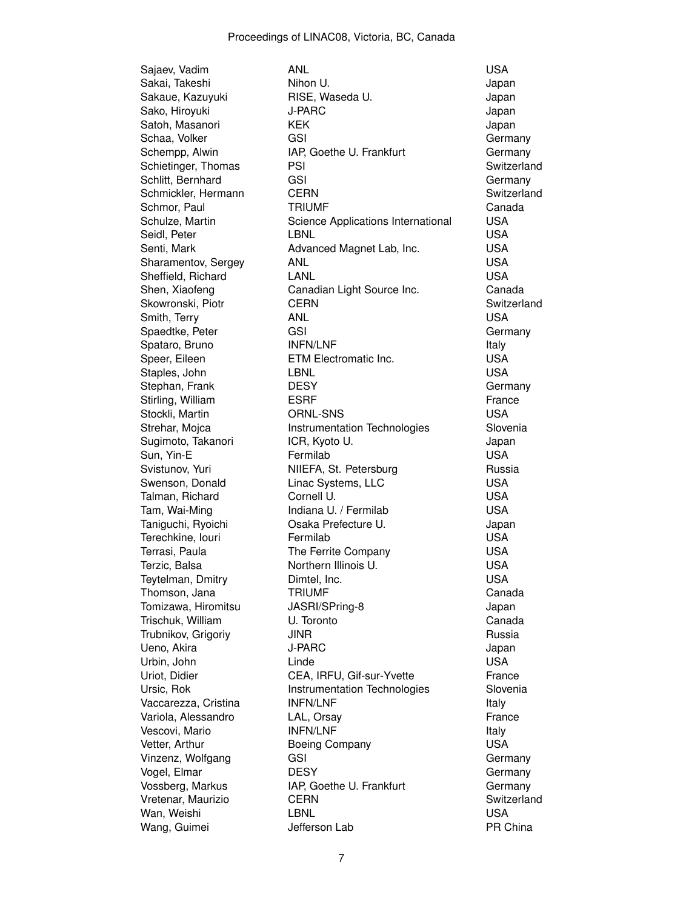| | | |
|---|---|---|
| Sajaev, Vadim | ANL | USA |
| Sakai, Takeshi | Nihon U. | Japan |
| Sakaue, Kazuyuki | RISE, Waseda U. | Japan |
| Sako, Hiroyuki | J-PARC | Japan |
| Satoh, Masanori | KEK | Japan |
| Schaa, Volker | GSI | Germany |
| Schempp, Alwin | IAP, Goethe U. Frankfurt | Germany |
| Schietinger, Thomas | PSI | Switzerland |
| Schlitt, Bernhard | GSI | Germany |
| Schmickler, Hermann | CERN | Switzerland |
| Schmor, Paul | TRIUMF | Canada |
| Schulze, Martin | Science Applications International | USA |
| Seidl, Peter | LBNL | USA |
| Senti, Mark | Advanced Magnet Lab, Inc. | USA |
| Sharamentov, Sergey | ANL | USA |
| Sheffield, Richard | LANL | USA |
| Shen, Xiaofeng | Canadian Light Source Inc. | Canada |
| Skowronski, Piotr | CERN | Switzerland |
| Smith, Terry | ANL | USA |
| Spaedtke, Peter | GSI | Germany |
| Spataro, Bruno | INFN/LNF | Italy |
| Speer, Eileen | ETM Electromatic Inc. | USA |
| Staples, John | LBNL | USA |
| Stephan, Frank | DESY | Germany |
| Stirling, William | ESRF | France |
| Stockli, Martin | ORNL-SNS | USA |
| Strehar, Mojca | Instrumentation Technologies | Slovenia |
| Sugimoto, Takanori | ICR, Kyoto U. | Japan |
| Sun, Yin-E | Fermilab | USA |
| Svistunov, Yuri | NIIEFA, St. Petersburg | Russia |
| Swenson, Donald | Linac Systems, LLC | USA |
| Talman, Richard | Cornell U. | USA |
| Tam, Wai-Ming | Indiana U. / Fermilab | USA |
| Taniguchi, Ryoichi | Osaka Prefecture U. | Japan |
| Terechkine, Iouri | Fermilab | USA |
| Terrasi, Paula | The Ferrite Company | USA |
| Terzic, Balsa | Northern Illinois U. | USA |
| Teytelman, Dmitry | Dimtel, Inc. | USA |
| Thomson, Jana | TRIUMF | Canada |
| Tomizawa, Hiromitsu | JASRI/SPring-8 | Japan |
| Trischuk, William | U. Toronto | Canada |
| Trubnikov, Grigoriy | JINR | Russia |
| Ueno, Akira | J-PARC | Japan |
| Urbin, John | Linde | USA |
| Uriot, Didier | CEA, IRFU, Gif-sur-Yvette | France |
| Ursic, Rok | Instrumentation Technologies | Slovenia |
| Vaccarezza, Cristina | INFN/LNF | Italy |
| Variola, Alessandro | LAL, Orsay | France |
| Vescovi, Mario | INFN/LNF | Italy |
| Vetter, Arthur | Boeing Company | USA |
| Vinzenz, Wolfgang | GSI | Germany |
| Vogel, Elmar | DESY | Germany |
| Vossberg, Markus | IAP, Goethe U. Frankfurt | Germany |
| Vretenar, Maurizio | CERN | Switzerland |
| Wan, Weishi | LBNL | USA |
| Wang, Guimei | Jefferson Lab | PR China |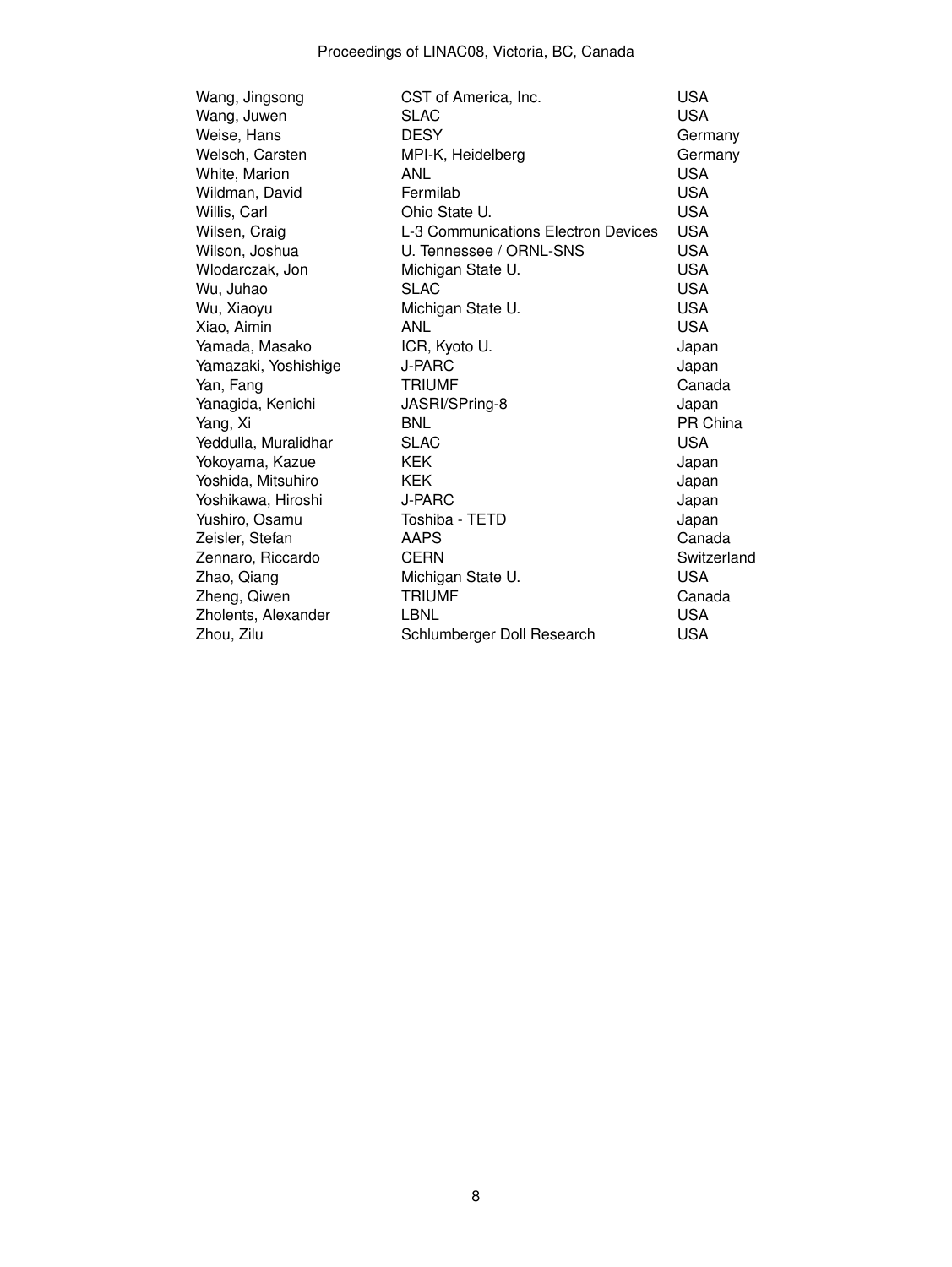| | | |
|---|---|---|
| Wang, Jingsong | CST of America, Inc. | USA |
| Wang, Juwen | SLAC | USA |
| Weise, Hans | DESY | Germany |
| Welsch, Carsten | MPI-K, Heidelberg | Germany |
| White, Marion | ANL | USA |
| Wildman, David | Fermilab | USA |
| Willis, Carl | Ohio State U. | USA |
| Wilsen, Craig | L-3 Communications Electron Devices | USA |
| Wilson, Joshua | U. Tennessee / ORNL-SNS | USA |
| Wlodarczak, Jon | Michigan State U. | USA |
| Wu, Juhao | SLAC | USA |
| Wu, Xiaoyu | Michigan State U. | USA |
| Xiao, Aimin | ANL | USA |
| Yamada, Masako | ICR, Kyoto U. | Japan |
| Yamazaki, Yoshishige | J-PARC | Japan |
| Yan, Fang | TRIUMF | Canada |
| Yanagida, Kenichi | JASRI/SPring-8 | Japan |
| Yang, Xi | BNL | PR China |
| Yeddulla, Muralidhar | SLAC | USA |
| Yokoyama, Kazue | KEK | Japan |
| Yoshida, Mitsuhiro | KEK | Japan |
| Yoshikawa, Hiroshi | J-PARC | Japan |
| Yushiro, Osamu | Toshiba - TETD | Japan |
| Zeisler, Stefan | AAPS | Canada |
| Zennaro, Riccardo | CERN | Switzerland |
| Zhao, Qiang | Michigan State U. | USA |
| Zheng, Qiwen | TRIUMF | Canada |
| Zholents, Alexander | LBNL | USA |
| Zhou, Zilu | Schlumberger Doll Research | USA |